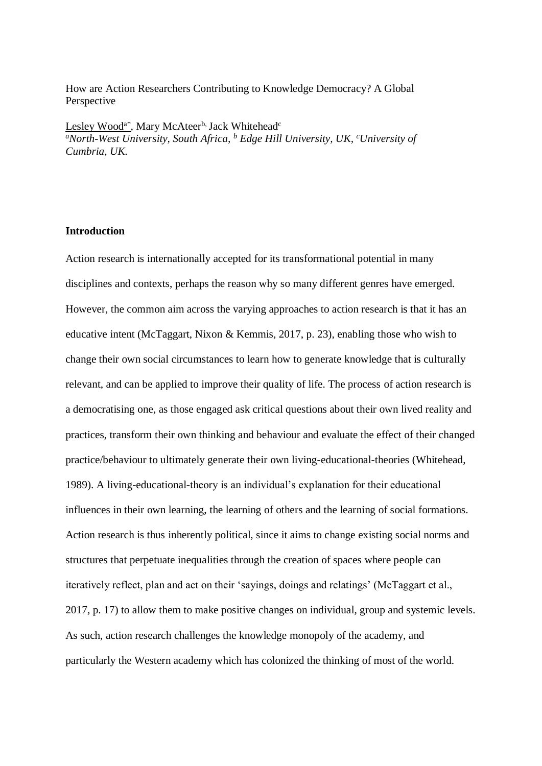How are Action Researchers Contributing to Knowledge Democracy? A Global Perspective

Lesley Wood[a*], Mary McAteer[b], Jack Whitehead[c]
*[a]North-West University, South Africa, [b] Edge Hill University, UK, [c]University of Cumbria, UK.*

**Introduction**

Action research is internationally accepted for its transformational potential in many disciplines and contexts, perhaps the reason why so many different genres have emerged. However, the common aim across the varying approaches to action research is that it has an educative intent (McTaggart, Nixon & Kemmis, 2017, p. 23), enabling those who wish to change their own social circumstances to learn how to generate knowledge that is culturally relevant, and can be applied to improve their quality of life. The process of action research is a democratising one, as those engaged ask critical questions about their own lived reality and practices, transform their own thinking and behaviour and evaluate the effect of their changed practice/behaviour to ultimately generate their own living-educational-theories (Whitehead, 1989). A living-educational-theory is an individual's explanation for their educational influences in their own learning, the learning of others and the learning of social formations. Action research is thus inherently political, since it aims to change existing social norms and structures that perpetuate inequalities through the creation of spaces where people can iteratively reflect, plan and act on their 'sayings, doings and relatings' (McTaggart et al., 2017, p. 17) to allow them to make positive changes on individual, group and systemic levels. As such, action research challenges the knowledge monopoly of the academy, and particularly the Western academy which has colonized the thinking of most of the world.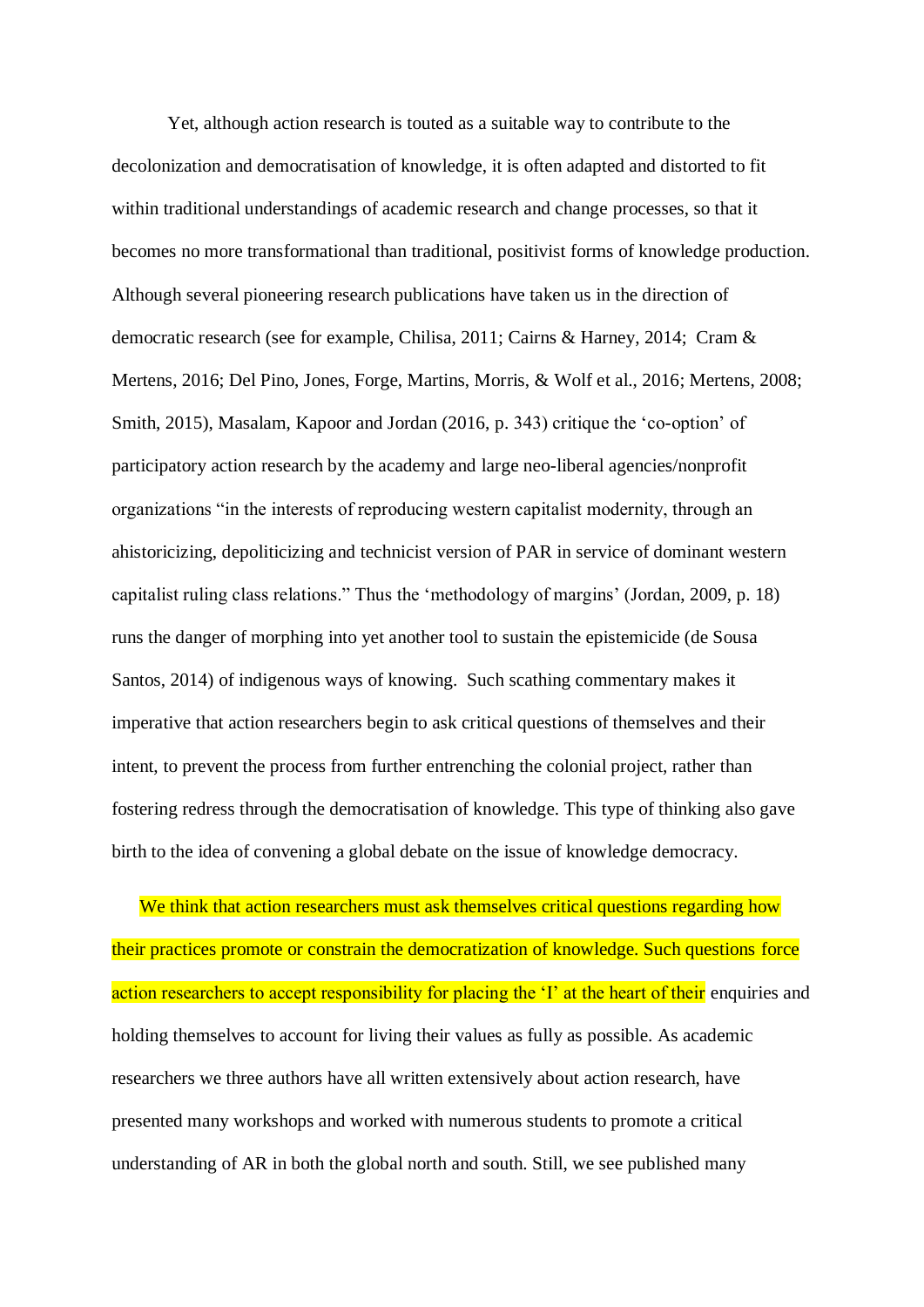Yet, although action research is touted as a suitable way to contribute to the decolonization and democratisation of knowledge, it is often adapted and distorted to fit within traditional understandings of academic research and change processes, so that it becomes no more transformational than traditional, positivist forms of knowledge production. Although several pioneering research publications have taken us in the direction of democratic research (see for example, Chilisa, 2011; Cairns & Harney, 2014; Cram & Mertens, 2016; Del Pino, Jones, Forge, Martins, Morris, & Wolf et al., 2016; Mertens, 2008; Smith, 2015), Masalam, Kapoor and Jordan (2016, p. 343) critique the 'co-option' of participatory action research by the academy and large neo-liberal agencies/nonprofit organizations "in the interests of reproducing western capitalist modernity, through an ahistoricizing, depoliticizing and technicist version of PAR in service of dominant western capitalist ruling class relations." Thus the 'methodology of margins' (Jordan, 2009, p. 18) runs the danger of morphing into yet another tool to sustain the epistemicide (de Sousa Santos, 2014) of indigenous ways of knowing. Such scathing commentary makes it imperative that action researchers begin to ask critical questions of themselves and their intent, to prevent the process from further entrenching the colonial project, rather than fostering redress through the democratisation of knowledge. This type of thinking also gave birth to the idea of convening a global debate on the issue of knowledge democracy.

We think that action researchers must ask themselves critical questions regarding how their practices promote or constrain the democratization of knowledge. Such questions force action researchers to accept responsibility for placing the 'I' at the heart of their enquiries and holding themselves to account for living their values as fully as possible. As academic researchers we three authors have all written extensively about action research, have presented many workshops and worked with numerous students to promote a critical understanding of AR in both the global north and south. Still, we see published many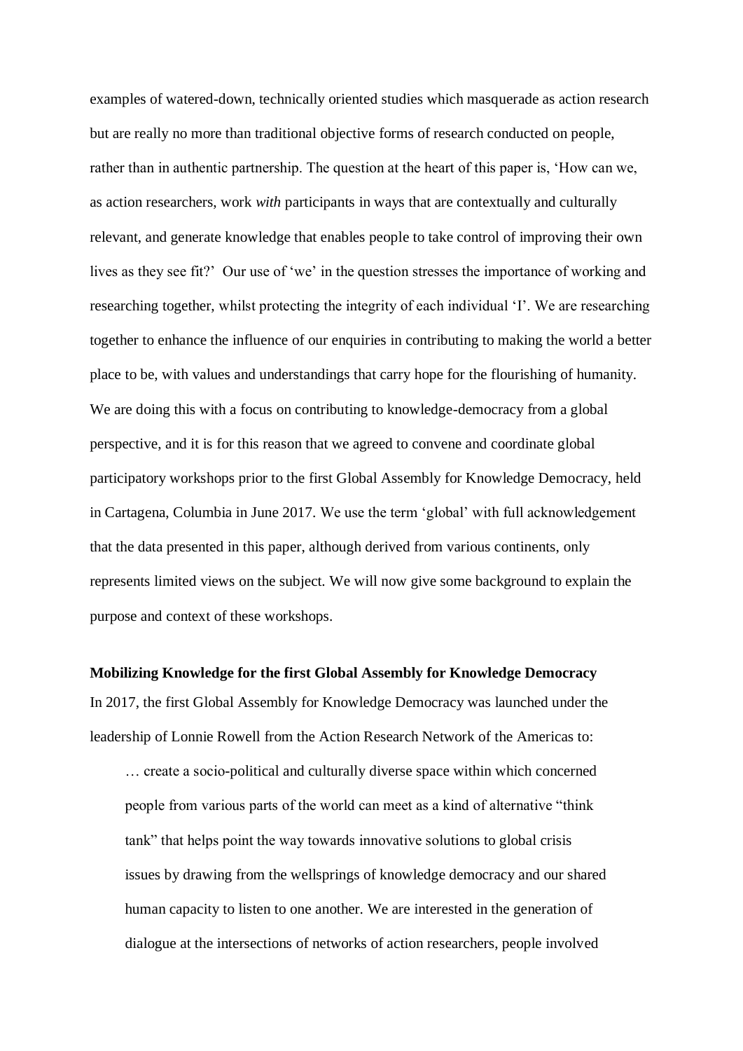examples of watered-down, technically oriented studies which masquerade as action research but are really no more than traditional objective forms of research conducted on people, rather than in authentic partnership. The question at the heart of this paper is, 'How can we, as action researchers, work *with* participants in ways that are contextually and culturally relevant, and generate knowledge that enables people to take control of improving their own lives as they see fit?' Our use of 'we' in the question stresses the importance of working and researching together, whilst protecting the integrity of each individual 'I'. We are researching together to enhance the influence of our enquiries in contributing to making the world a better place to be, with values and understandings that carry hope for the flourishing of humanity. We are doing this with a focus on contributing to knowledge-democracy from a global perspective, and it is for this reason that we agreed to convene and coordinate global participatory workshops prior to the first Global Assembly for Knowledge Democracy, held in Cartagena, Columbia in June 2017. We use the term 'global' with full acknowledgement that the data presented in this paper, although derived from various continents, only represents limited views on the subject. We will now give some background to explain the purpose and context of these workshops.

**Mobilizing Knowledge for the first Global Assembly for Knowledge Democracy**

In 2017, the first Global Assembly for Knowledge Democracy was launched under the leadership of Lonnie Rowell from the Action Research Network of the Americas to:

> … create a socio-political and culturally diverse space within which concerned people from various parts of the world can meet as a kind of alternative "think tank" that helps point the way towards innovative solutions to global crisis issues by drawing from the wellsprings of knowledge democracy and our shared human capacity to listen to one another. We are interested in the generation of dialogue at the intersections of networks of action researchers, people involved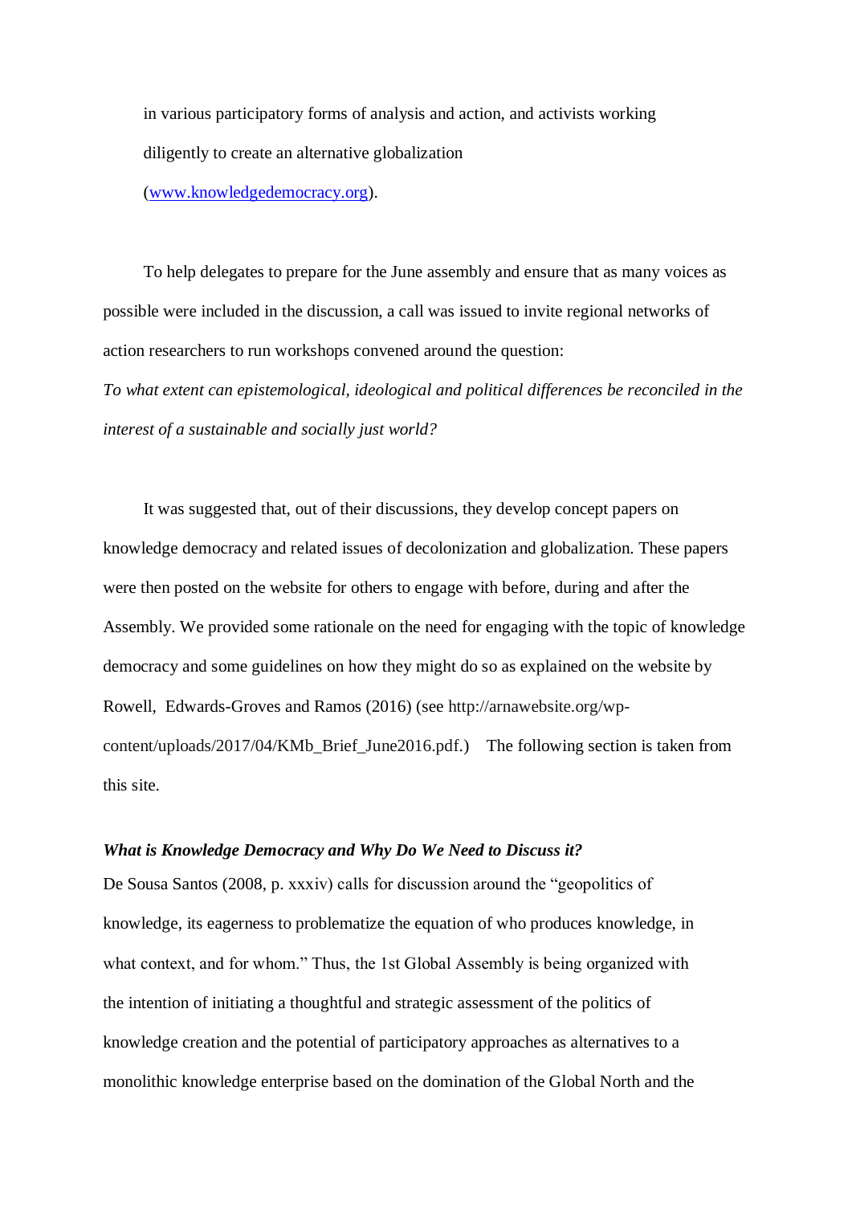in various participatory forms of analysis and action, and activists working diligently to create an alternative globalization ([www.knowledgedemocracy.org](http://www.knowledgedemocracy.org)).

To help delegates to prepare for the June assembly and ensure that as many voices as possible were included in the discussion, a call was issued to invite regional networks of action researchers to run workshops convened around the question:

*To what extent can epistemological, ideological and political differences be reconciled in the interest of a sustainable and socially just world?*

It was suggested that, out of their discussions, they develop concept papers on knowledge democracy and related issues of decolonization and globalization. These papers were then posted on the website for others to engage with before, during and after the Assembly. We provided some rationale on the need for engaging with the topic of knowledge democracy and some guidelines on how they might do so as explained on the website by Rowell, Edwards-Groves and Ramos (2016) (see http://arnawebsite.org/wp-content/uploads/2017/04/KMb_Brief_June2016.pdf.) The following section is taken from this site.

***What is Knowledge Democracy and Why Do We Need to Discuss it?***

De Sousa Santos (2008, p. xxxiv) calls for discussion around the "geopolitics of knowledge, its eagerness to problematize the equation of who produces knowledge, in what context, and for whom." Thus, the 1st Global Assembly is being organized with the intention of initiating a thoughtful and strategic assessment of the politics of knowledge creation and the potential of participatory approaches as alternatives to a monolithic knowledge enterprise based on the domination of the Global North and the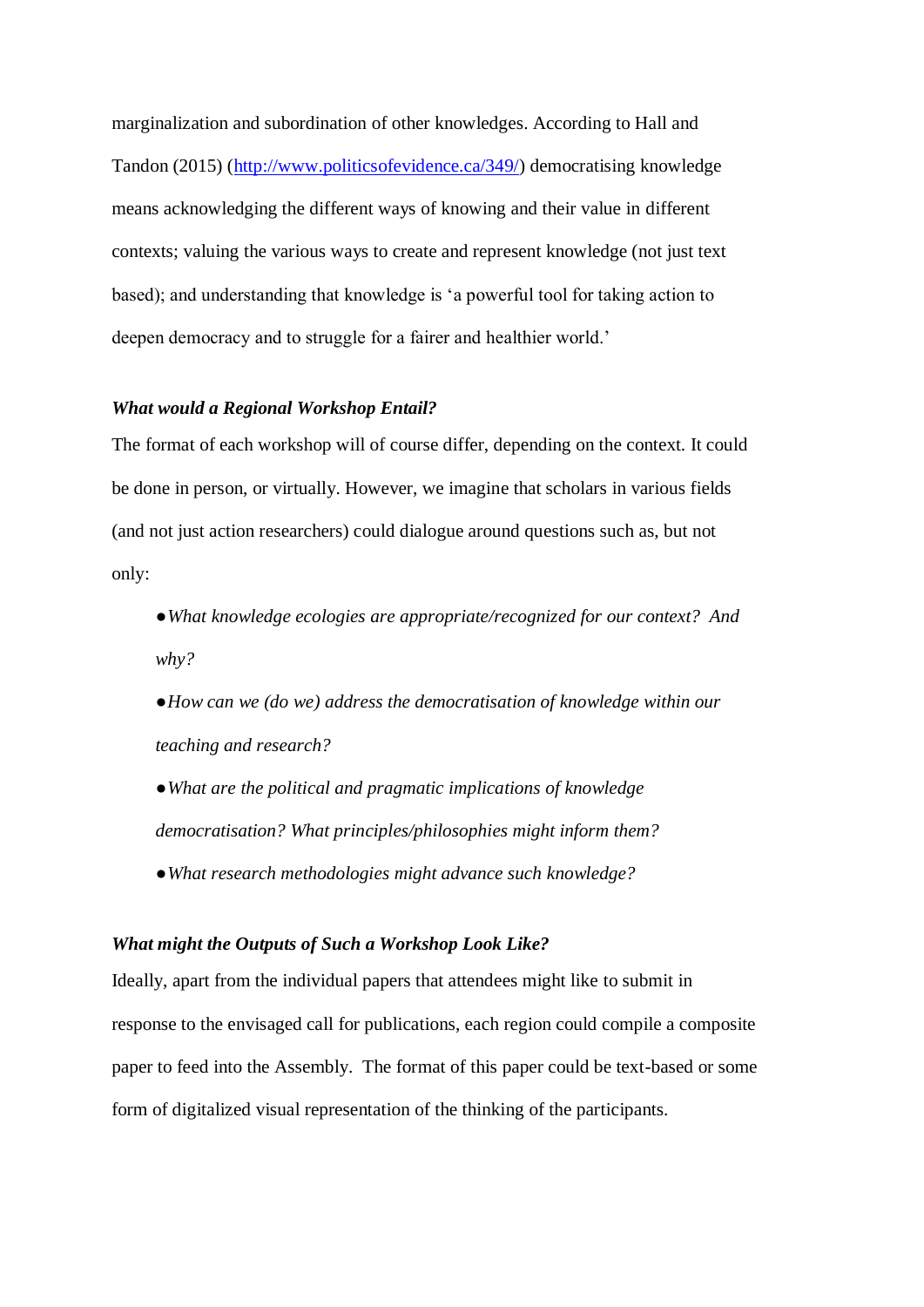marginalization and subordination of other knowledges. According to Hall and Tandon (2015) (http://www.politicsofevidence.ca/349/) democratising knowledge means acknowledging the different ways of knowing and their value in different contexts; valuing the various ways to create and represent knowledge (not just text based); and understanding that knowledge is 'a powerful tool for taking action to deepen democracy and to struggle for a fairer and healthier world.'

***What would a Regional Workshop Entail?***

The format of each workshop will of course differ, depending on the context. It could be done in person, or virtually. However, we imagine that scholars in various fields (and not just action researchers) could dialogue around questions such as, but not only:

- *What knowledge ecologies are appropriate/recognized for our context? And why?*
- *How can we (do we) address the democratisation of knowledge within our teaching and research?*
- *What are the political and pragmatic implications of knowledge democratisation? What principles/philosophies might inform them?*
- *What research methodologies might advance such knowledge?*

***What might the Outputs of Such a Workshop Look Like?***

Ideally, apart from the individual papers that attendees might like to submit in response to the envisaged call for publications, each region could compile a composite paper to feed into the Assembly. The format of this paper could be text-based or some form of digitalized visual representation of the thinking of the participants.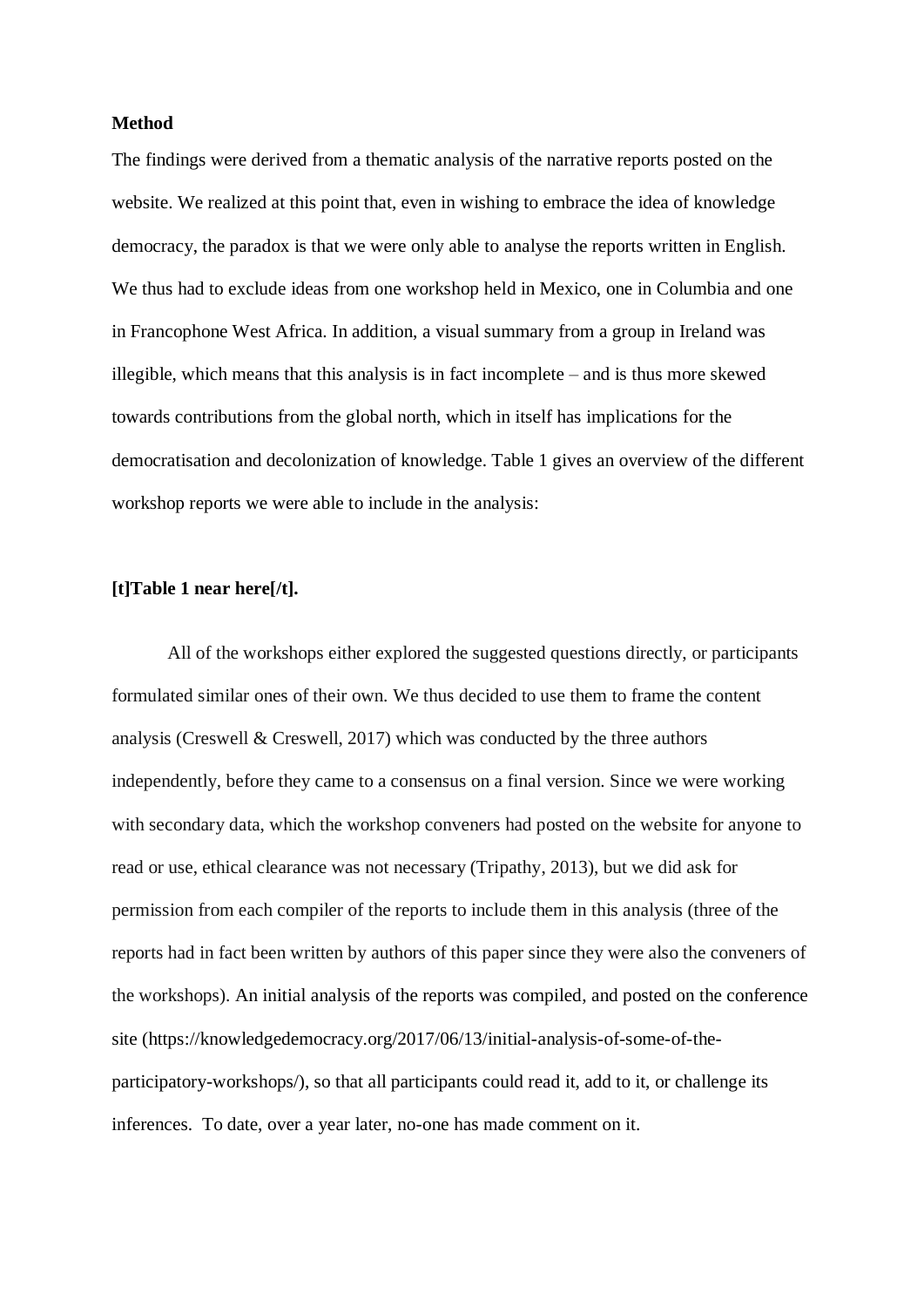**Method**

The findings were derived from a thematic analysis of the narrative reports posted on the website. We realized at this point that, even in wishing to embrace the idea of knowledge democracy, the paradox is that we were only able to analyse the reports written in English. We thus had to exclude ideas from one workshop held in Mexico, one in Columbia and one in Francophone West Africa. In addition, a visual summary from a group in Ireland was illegible, which means that this analysis is in fact incomplete – and is thus more skewed towards contributions from the global north, which in itself has implications for the democratisation and decolonization of knowledge. Table 1 gives an overview of the different workshop reports we were able to include in the analysis:

**[t]Table 1 near here[/t].**

All of the workshops either explored the suggested questions directly, or participants formulated similar ones of their own. We thus decided to use them to frame the content analysis (Creswell & Creswell, 2017) which was conducted by the three authors independently, before they came to a consensus on a final version. Since we were working with secondary data, which the workshop conveners had posted on the website for anyone to read or use, ethical clearance was not necessary (Tripathy, 2013), but we did ask for permission from each compiler of the reports to include them in this analysis (three of the reports had in fact been written by authors of this paper since they were also the conveners of the workshops). An initial analysis of the reports was compiled, and posted on the conference site (https://knowledgedemocracy.org/2017/06/13/initial-analysis-of-some-of-the-participatory-workshops/), so that all participants could read it, add to it, or challenge its inferences. To date, over a year later, no-one has made comment on it.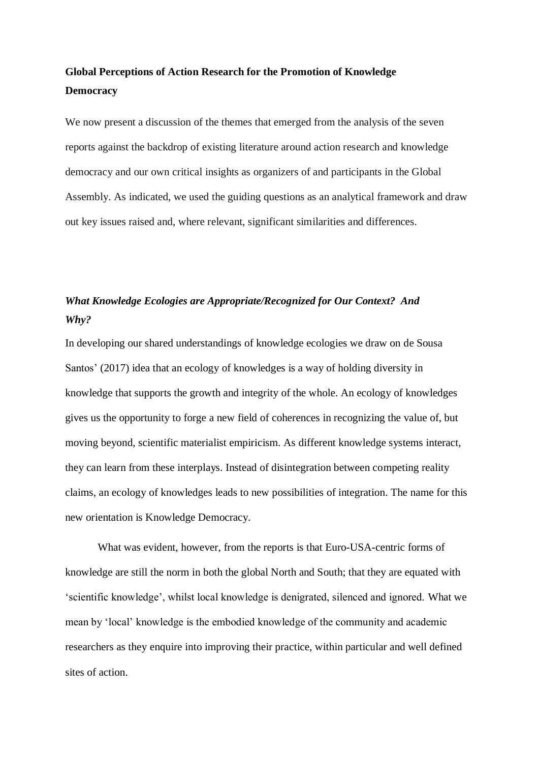**Global Perceptions of Action Research for the Promotion of Knowledge Democracy**

We now present a discussion of the themes that emerged from the analysis of the seven reports against the backdrop of existing literature around action research and knowledge democracy and our own critical insights as organizers of and participants in the Global Assembly. As indicated, we used the guiding questions as an analytical framework and draw out key issues raised and, where relevant, significant similarities and differences.

***What Knowledge Ecologies are Appropriate/Recognized for Our Context? And Why?***

In developing our shared understandings of knowledge ecologies we draw on de Sousa Santos' (2017) idea that an ecology of knowledges is a way of holding diversity in knowledge that supports the growth and integrity of the whole. An ecology of knowledges gives us the opportunity to forge a new field of coherences in recognizing the value of, but moving beyond, scientific materialist empiricism. As different knowledge systems interact, they can learn from these interplays. Instead of disintegration between competing reality claims, an ecology of knowledges leads to new possibilities of integration. The name for this new orientation is Knowledge Democracy.

What was evident, however, from the reports is that Euro-USA-centric forms of knowledge are still the norm in both the global North and South; that they are equated with 'scientific knowledge', whilst local knowledge is denigrated, silenced and ignored. What we mean by 'local' knowledge is the embodied knowledge of the community and academic researchers as they enquire into improving their practice, within particular and well defined sites of action.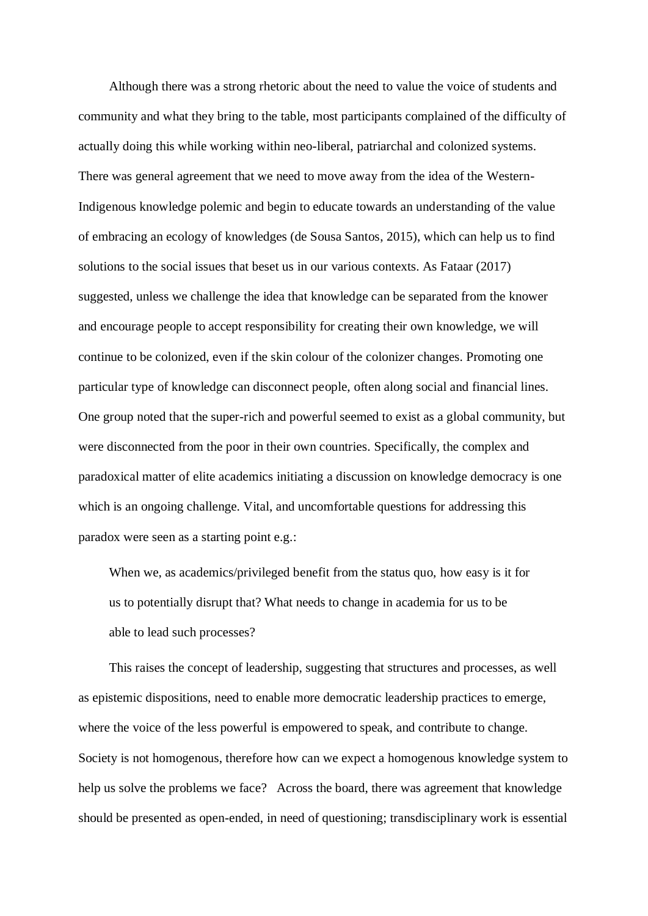Although there was a strong rhetoric about the need to value the voice of students and community and what they bring to the table, most participants complained of the difficulty of actually doing this while working within neo-liberal, patriarchal and colonized systems. There was general agreement that we need to move away from the idea of the Western-Indigenous knowledge polemic and begin to educate towards an understanding of the value of embracing an ecology of knowledges (de Sousa Santos, 2015), which can help us to find solutions to the social issues that beset us in our various contexts. As Fataar (2017) suggested, unless we challenge the idea that knowledge can be separated from the knower and encourage people to accept responsibility for creating their own knowledge, we will continue to be colonized, even if the skin colour of the colonizer changes. Promoting one particular type of knowledge can disconnect people, often along social and financial lines. One group noted that the super-rich and powerful seemed to exist as a global community, but were disconnected from the poor in their own countries. Specifically, the complex and paradoxical matter of elite academics initiating a discussion on knowledge democracy is one which is an ongoing challenge. Vital, and uncomfortable questions for addressing this paradox were seen as a starting point e.g.:

> When we, as academics/privileged benefit from the status quo, how easy is it for us to potentially disrupt that? What needs to change in academia for us to be able to lead such processes?

This raises the concept of leadership, suggesting that structures and processes, as well as epistemic dispositions, need to enable more democratic leadership practices to emerge, where the voice of the less powerful is empowered to speak, and contribute to change. Society is not homogenous, therefore how can we expect a homogenous knowledge system to help us solve the problems we face? Across the board, there was agreement that knowledge should be presented as open-ended, in need of questioning; transdisciplinary work is essential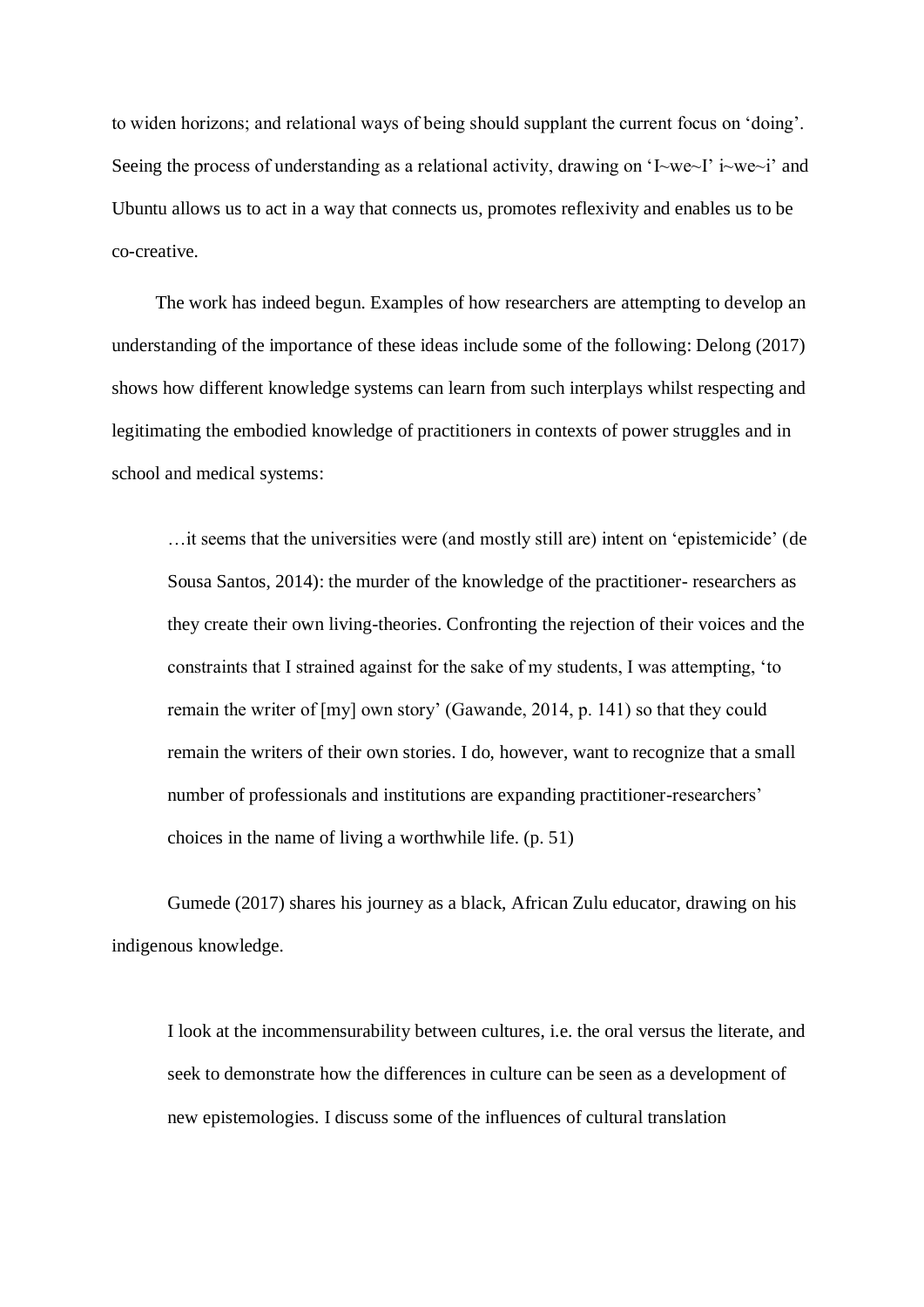to widen horizons; and relational ways of being should supplant the current focus on 'doing'. Seeing the process of understanding as a relational activity, drawing on 'I~we~I' i~we~i' and Ubuntu allows us to act in a way that connects us, promotes reflexivity and enables us to be co-creative.

The work has indeed begun. Examples of how researchers are attempting to develop an understanding of the importance of these ideas include some of the following: Delong (2017) shows how different knowledge systems can learn from such interplays whilst respecting and legitimating the embodied knowledge of practitioners in contexts of power struggles and in school and medical systems:

> …it seems that the universities were (and mostly still are) intent on 'epistemicide' (de Sousa Santos, 2014): the murder of the knowledge of the practitioner- researchers as they create their own living-theories. Confronting the rejection of their voices and the constraints that I strained against for the sake of my students, I was attempting, 'to remain the writer of [my] own story' (Gawande, 2014, p. 141) so that they could remain the writers of their own stories. I do, however, want to recognize that a small number of professionals and institutions are expanding practitioner-researchers' choices in the name of living a worthwhile life. (p. 51)

Gumede (2017) shares his journey as a black, African Zulu educator, drawing on his indigenous knowledge.

> I look at the incommensurability between cultures, i.e. the oral versus the literate, and seek to demonstrate how the differences in culture can be seen as a development of new epistemologies. I discuss some of the influences of cultural translation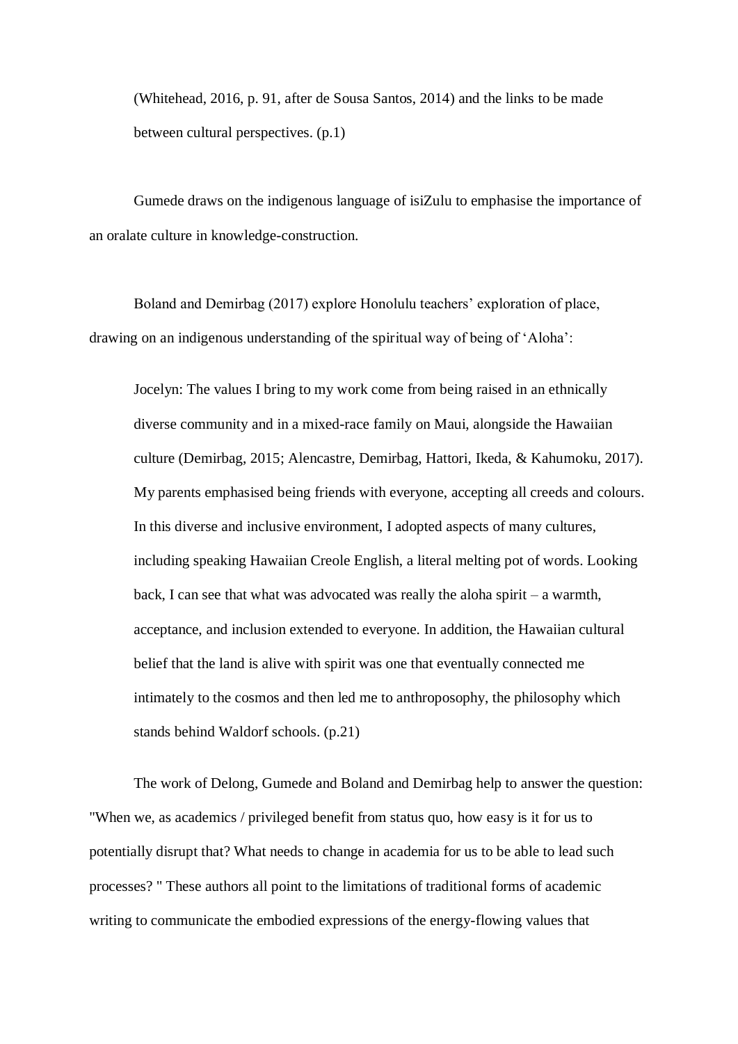(Whitehead, 2016, p. 91, after de Sousa Santos, 2014) and the links to be made between cultural perspectives. (p.1)

Gumede draws on the indigenous language of isiZulu to emphasise the importance of an oralate culture in knowledge-construction.

Boland and Demirbag (2017) explore Honolulu teachers' exploration of place, drawing on an indigenous understanding of the spiritual way of being of 'Aloha':

> Jocelyn: The values I bring to my work come from being raised in an ethnically diverse community and in a mixed-race family on Maui, alongside the Hawaiian culture (Demirbag, 2015; Alencastre, Demirbag, Hattori, Ikeda, & Kahumoku, 2017). My parents emphasised being friends with everyone, accepting all creeds and colours. In this diverse and inclusive environment, I adopted aspects of many cultures, including speaking Hawaiian Creole English, a literal melting pot of words. Looking back, I can see that what was advocated was really the aloha spirit – a warmth, acceptance, and inclusion extended to everyone. In addition, the Hawaiian cultural belief that the land is alive with spirit was one that eventually connected me intimately to the cosmos and then led me to anthroposophy, the philosophy which stands behind Waldorf schools. (p.21)

The work of Delong, Gumede and Boland and Demirbag help to answer the question: "When we, as academics / privileged benefit from status quo, how easy is it for us to potentially disrupt that? What needs to change in academia for us to be able to lead such processes? " These authors all point to the limitations of traditional forms of academic writing to communicate the embodied expressions of the energy-flowing values that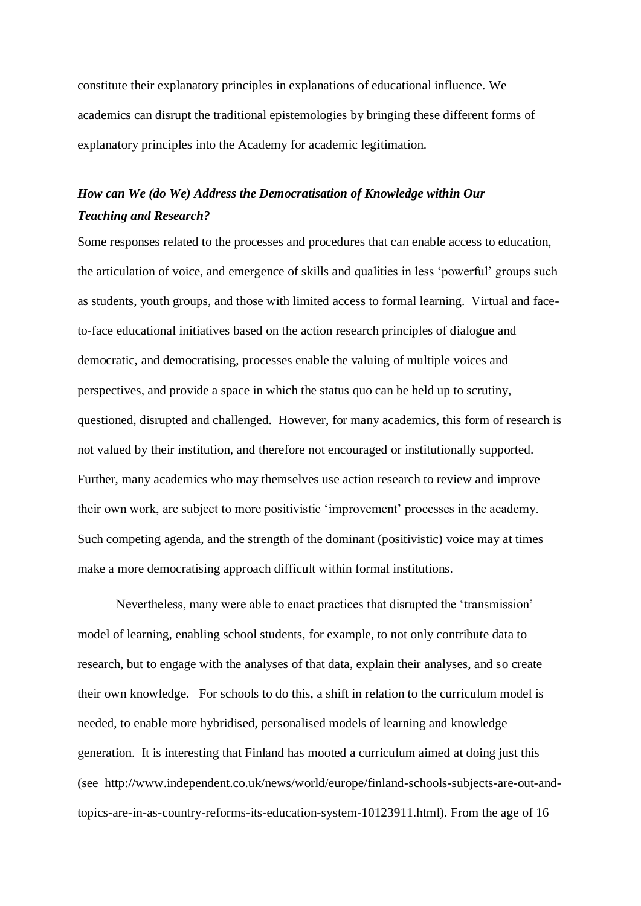constitute their explanatory principles in explanations of educational influence. We academics can disrupt the traditional epistemologies by bringing these different forms of explanatory principles into the Academy for academic legitimation.

### *How can We (do We) Address the Democratisation of Knowledge within Our Teaching and Research?*

Some responses related to the processes and procedures that can enable access to education, the articulation of voice, and emergence of skills and qualities in less 'powerful' groups such as students, youth groups, and those with limited access to formal learning. Virtual and face-to-face educational initiatives based on the action research principles of dialogue and democratic, and democratising, processes enable the valuing of multiple voices and perspectives, and provide a space in which the status quo can be held up to scrutiny, questioned, disrupted and challenged. However, for many academics, this form of research is not valued by their institution, and therefore not encouraged or institutionally supported. Further, many academics who may themselves use action research to review and improve their own work, are subject to more positivistic 'improvement' processes in the academy. Such competing agenda, and the strength of the dominant (positivistic) voice may at times make a more democratising approach difficult within formal institutions.

Nevertheless, many were able to enact practices that disrupted the 'transmission' model of learning, enabling school students, for example, to not only contribute data to research, but to engage with the analyses of that data, explain their analyses, and so create their own knowledge. For schools to do this, a shift in relation to the curriculum model is needed, to enable more hybridised, personalised models of learning and knowledge generation. It is interesting that Finland has mooted a curriculum aimed at doing just this (see http://www.independent.co.uk/news/world/europe/finland-schools-subjects-are-out-and-topics-are-in-as-country-reforms-its-education-system-10123911.html). From the age of 16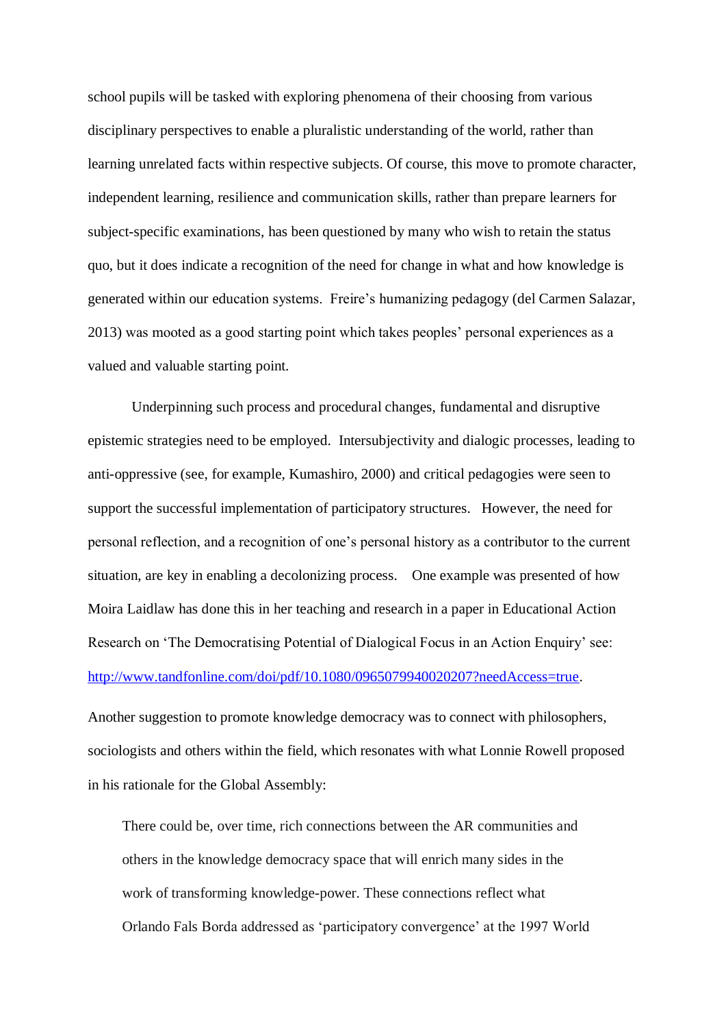school pupils will be tasked with exploring phenomena of their choosing from various disciplinary perspectives to enable a pluralistic understanding of the world, rather than learning unrelated facts within respective subjects. Of course, this move to promote character, independent learning, resilience and communication skills, rather than prepare learners for subject-specific examinations, has been questioned by many who wish to retain the status quo, but it does indicate a recognition of the need for change in what and how knowledge is generated within our education systems. Freire's humanizing pedagogy (del Carmen Salazar, 2013) was mooted as a good starting point which takes peoples' personal experiences as a valued and valuable starting point.

Underpinning such process and procedural changes, fundamental and disruptive epistemic strategies need to be employed. Intersubjectivity and dialogic processes, leading to anti-oppressive (see, for example, Kumashiro, 2000) and critical pedagogies were seen to support the successful implementation of participatory structures. However, the need for personal reflection, and a recognition of one's personal history as a contributor to the current situation, are key in enabling a decolonizing process. One example was presented of how Moira Laidlaw has done this in her teaching and research in a paper in Educational Action Research on 'The Democratising Potential of Dialogical Focus in an Action Enquiry' see: [http://www.tandfonline.com/doi/pdf/10.1080/0965079940020207?needAccess=true](http://www.tandfonline.com/doi/pdf/10.1080/0965079940020207?needAccess=true).

Another suggestion to promote knowledge democracy was to connect with philosophers, sociologists and others within the field, which resonates with what Lonnie Rowell proposed in his rationale for the Global Assembly:

> There could be, over time, rich connections between the AR communities and others in the knowledge democracy space that will enrich many sides in the work of transforming knowledge-power. These connections reflect what Orlando Fals Borda addressed as 'participatory convergence' at the 1997 World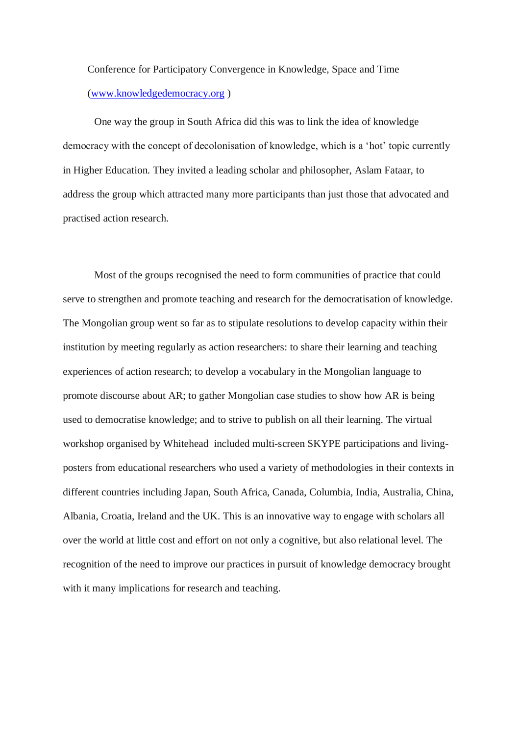Conference for Participatory Convergence in Knowledge, Space and Time ([www.knowledgedemocracy.org](http://www.knowledgedemocracy.org) )

One way the group in South Africa did this was to link the idea of knowledge democracy with the concept of decolonisation of knowledge, which is a 'hot' topic currently in Higher Education. They invited a leading scholar and philosopher, Aslam Fataar, to address the group which attracted many more participants than just those that advocated and practised action research.

Most of the groups recognised the need to form communities of practice that could serve to strengthen and promote teaching and research for the democratisation of knowledge. The Mongolian group went so far as to stipulate resolutions to develop capacity within their institution by meeting regularly as action researchers: to share their learning and teaching experiences of action research; to develop a vocabulary in the Mongolian language to promote discourse about AR; to gather Mongolian case studies to show how AR is being used to democratise knowledge; and to strive to publish on all their learning. The virtual workshop organised by Whitehead included multi-screen SKYPE participations and living-posters from educational researchers who used a variety of methodologies in their contexts in different countries including Japan, South Africa, Canada, Columbia, India, Australia, China, Albania, Croatia, Ireland and the UK. This is an innovative way to engage with scholars all over the world at little cost and effort on not only a cognitive, but also relational level. The recognition of the need to improve our practices in pursuit of knowledge democracy brought with it many implications for research and teaching.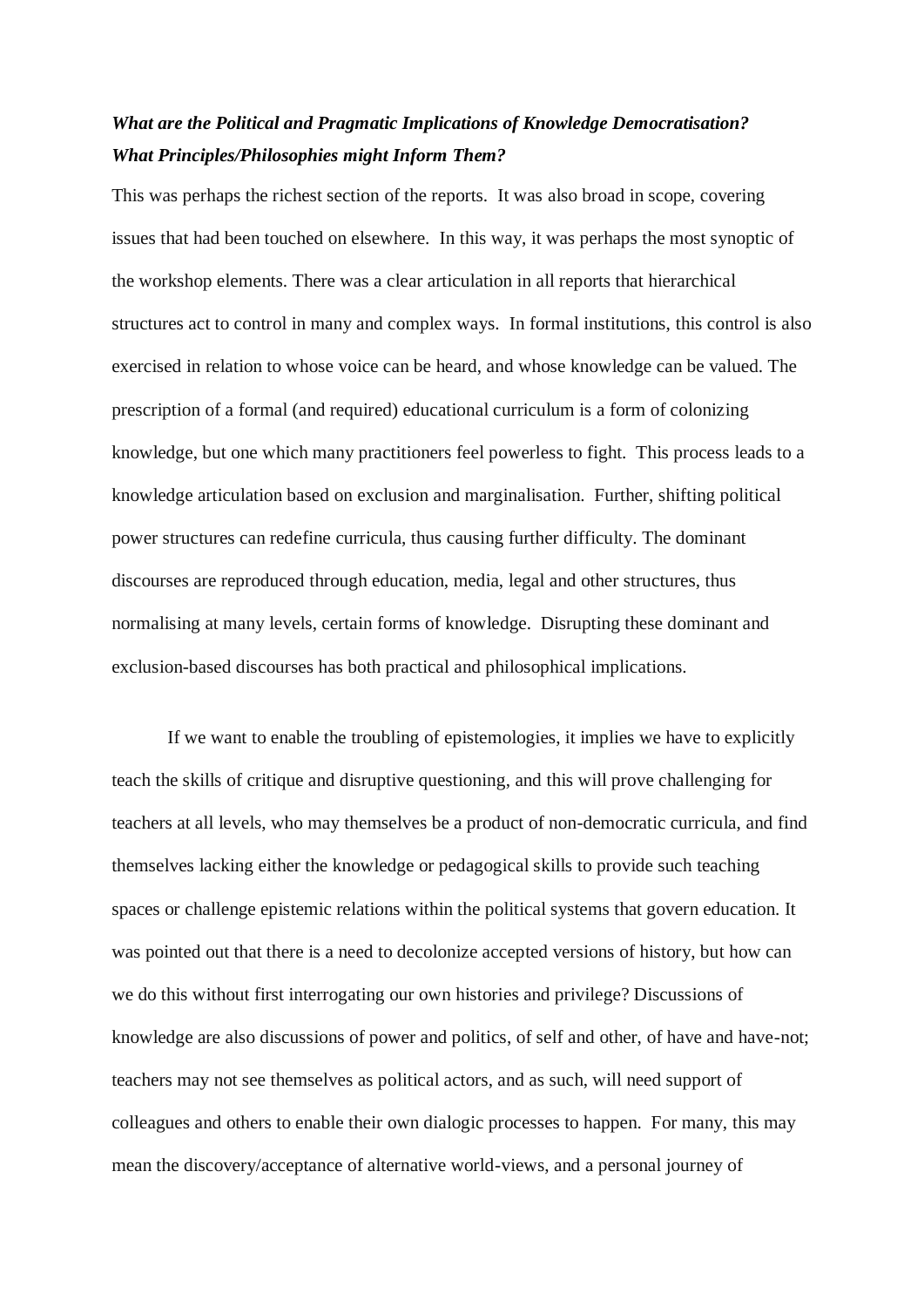***What are the Political and Pragmatic Implications of Knowledge Democratisation? What Principles/Philosophies might Inform Them?***

This was perhaps the richest section of the reports. It was also broad in scope, covering issues that had been touched on elsewhere. In this way, it was perhaps the most synoptic of the workshop elements. There was a clear articulation in all reports that hierarchical structures act to control in many and complex ways. In formal institutions, this control is also exercised in relation to whose voice can be heard, and whose knowledge can be valued. The prescription of a formal (and required) educational curriculum is a form of colonizing knowledge, but one which many practitioners feel powerless to fight. This process leads to a knowledge articulation based on exclusion and marginalisation. Further, shifting political power structures can redefine curricula, thus causing further difficulty. The dominant discourses are reproduced through education, media, legal and other structures, thus normalising at many levels, certain forms of knowledge. Disrupting these dominant and exclusion-based discourses has both practical and philosophical implications.

If we want to enable the troubling of epistemologies, it implies we have to explicitly teach the skills of critique and disruptive questioning, and this will prove challenging for teachers at all levels, who may themselves be a product of non-democratic curricula, and find themselves lacking either the knowledge or pedagogical skills to provide such teaching spaces or challenge epistemic relations within the political systems that govern education. It was pointed out that there is a need to decolonize accepted versions of history, but how can we do this without first interrogating our own histories and privilege? Discussions of knowledge are also discussions of power and politics, of self and other, of have and have-not; teachers may not see themselves as political actors, and as such, will need support of colleagues and others to enable their own dialogic processes to happen. For many, this may mean the discovery/acceptance of alternative world-views, and a personal journey of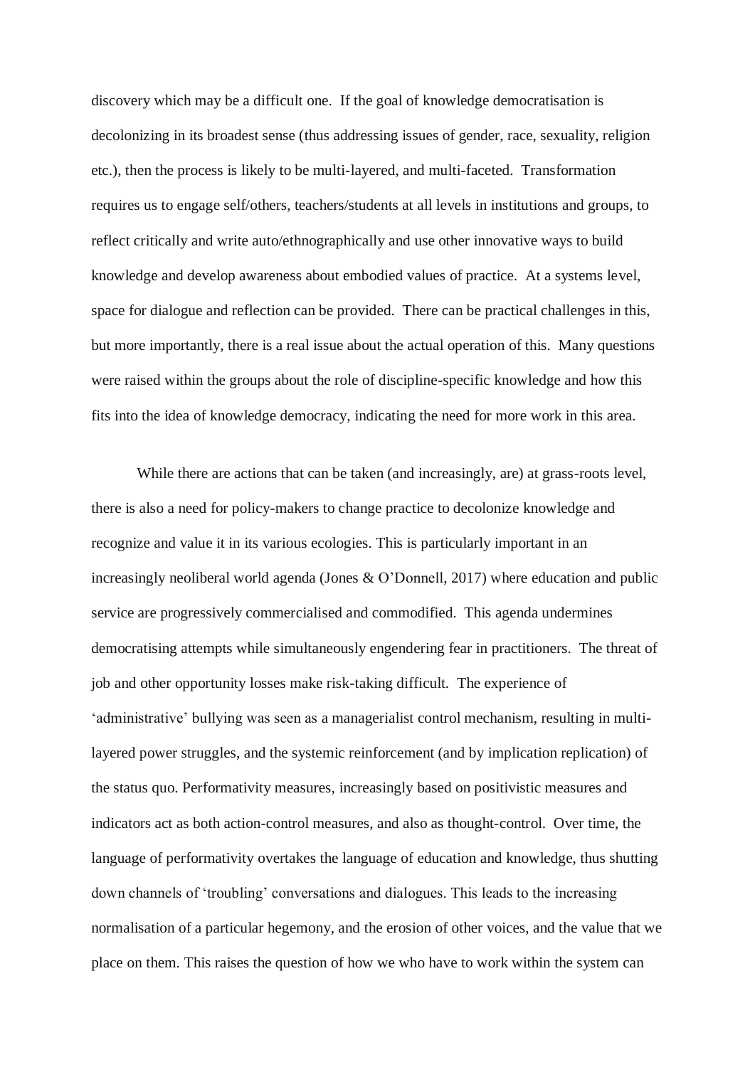discovery which may be a difficult one. If the goal of knowledge democratisation is decolonizing in its broadest sense (thus addressing issues of gender, race, sexuality, religion etc.), then the process is likely to be multi-layered, and multi-faceted. Transformation requires us to engage self/others, teachers/students at all levels in institutions and groups, to reflect critically and write auto/ethnographically and use other innovative ways to build knowledge and develop awareness about embodied values of practice. At a systems level, space for dialogue and reflection can be provided. There can be practical challenges in this, but more importantly, there is a real issue about the actual operation of this. Many questions were raised within the groups about the role of discipline-specific knowledge and how this fits into the idea of knowledge democracy, indicating the need for more work in this area.

While there are actions that can be taken (and increasingly, are) at grass-roots level, there is also a need for policy-makers to change practice to decolonize knowledge and recognize and value it in its various ecologies. This is particularly important in an increasingly neoliberal world agenda (Jones & O'Donnell, 2017) where education and public service are progressively commercialised and commodified. This agenda undermines democratising attempts while simultaneously engendering fear in practitioners. The threat of job and other opportunity losses make risk-taking difficult. The experience of 'administrative' bullying was seen as a managerialist control mechanism, resulting in multi-layered power struggles, and the systemic reinforcement (and by implication replication) of the status quo. Performativity measures, increasingly based on positivistic measures and indicators act as both action-control measures, and also as thought-control. Over time, the language of performativity overtakes the language of education and knowledge, thus shutting down channels of 'troubling' conversations and dialogues. This leads to the increasing normalisation of a particular hegemony, and the erosion of other voices, and the value that we place on them. This raises the question of how we who have to work within the system can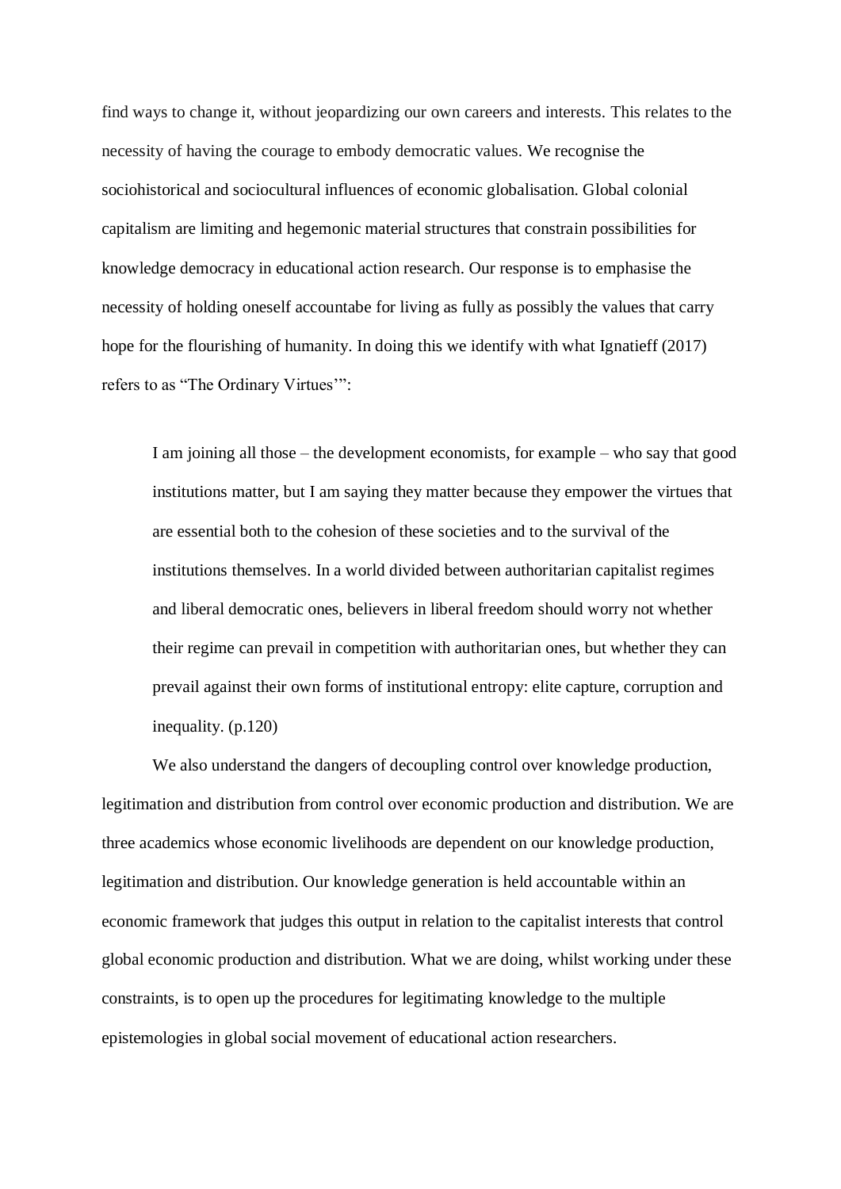find ways to change it, without jeopardizing our own careers and interests. This relates to the necessity of having the courage to embody democratic values. We recognise the sociohistorical and sociocultural influences of economic globalisation. Global colonial capitalism are limiting and hegemonic material structures that constrain possibilities for knowledge democracy in educational action research. Our response is to emphasise the necessity of holding oneself accountabe for living as fully as possibly the values that carry hope for the flourishing of humanity. In doing this we identify with what Ignatieff (2017) refers to as "The Ordinary Virtues'":

> I am joining all those – the development economists, for example – who say that good institutions matter, but I am saying they matter because they empower the virtues that are essential both to the cohesion of these societies and to the survival of the institutions themselves. In a world divided between authoritarian capitalist regimes and liberal democratic ones, believers in liberal freedom should worry not whether their regime can prevail in competition with authoritarian ones, but whether they can prevail against their own forms of institutional entropy: elite capture, corruption and inequality. (p.120)

We also understand the dangers of decoupling control over knowledge production, legitimation and distribution from control over economic production and distribution. We are three academics whose economic livelihoods are dependent on our knowledge production, legitimation and distribution. Our knowledge generation is held accountable within an economic framework that judges this output in relation to the capitalist interests that control global economic production and distribution. What we are doing, whilst working under these constraints, is to open up the procedures for legitimating knowledge to the multiple epistemologies in global social movement of educational action researchers.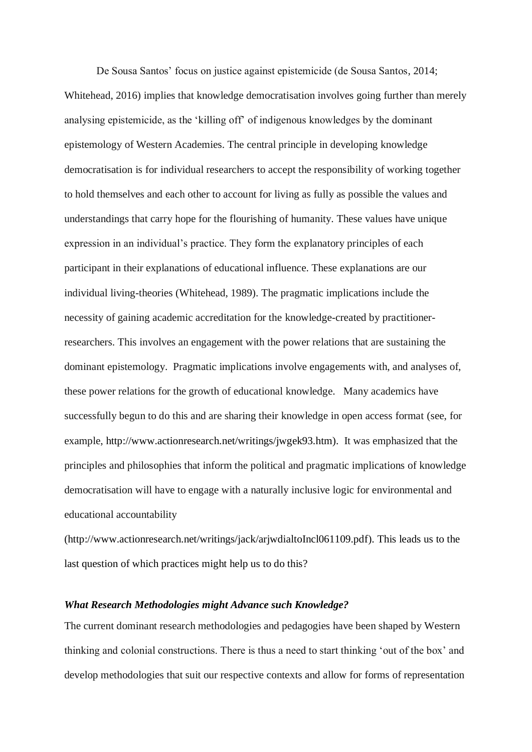De Sousa Santos' focus on justice against epistemicide (de Sousa Santos, 2014; Whitehead, 2016) implies that knowledge democratisation involves going further than merely analysing epistemicide, as the 'killing off' of indigenous knowledges by the dominant epistemology of Western Academies. The central principle in developing knowledge democratisation is for individual researchers to accept the responsibility of working together to hold themselves and each other to account for living as fully as possible the values and understandings that carry hope for the flourishing of humanity. These values have unique expression in an individual's practice. They form the explanatory principles of each participant in their explanations of educational influence. These explanations are our individual living-theories (Whitehead, 1989). The pragmatic implications include the necessity of gaining academic accreditation for the knowledge-created by practitioner-researchers. This involves an engagement with the power relations that are sustaining the dominant epistemology. Pragmatic implications involve engagements with, and analyses of, these power relations for the growth of educational knowledge. Many academics have successfully begun to do this and are sharing their knowledge in open access format (see, for example, http://www.actionresearch.net/writings/jwgek93.htm). It was emphasized that the principles and philosophies that inform the political and pragmatic implications of knowledge democratisation will have to engage with a naturally inclusive logic for environmental and educational accountability (http://www.actionresearch.net/writings/jack/arjwdialtoIncl061109.pdf). This leads us to the last question of which practices might help us to do this?

***What Research Methodologies might Advance such Knowledge?***

The current dominant research methodologies and pedagogies have been shaped by Western thinking and colonial constructions. There is thus a need to start thinking 'out of the box' and develop methodologies that suit our respective contexts and allow for forms of representation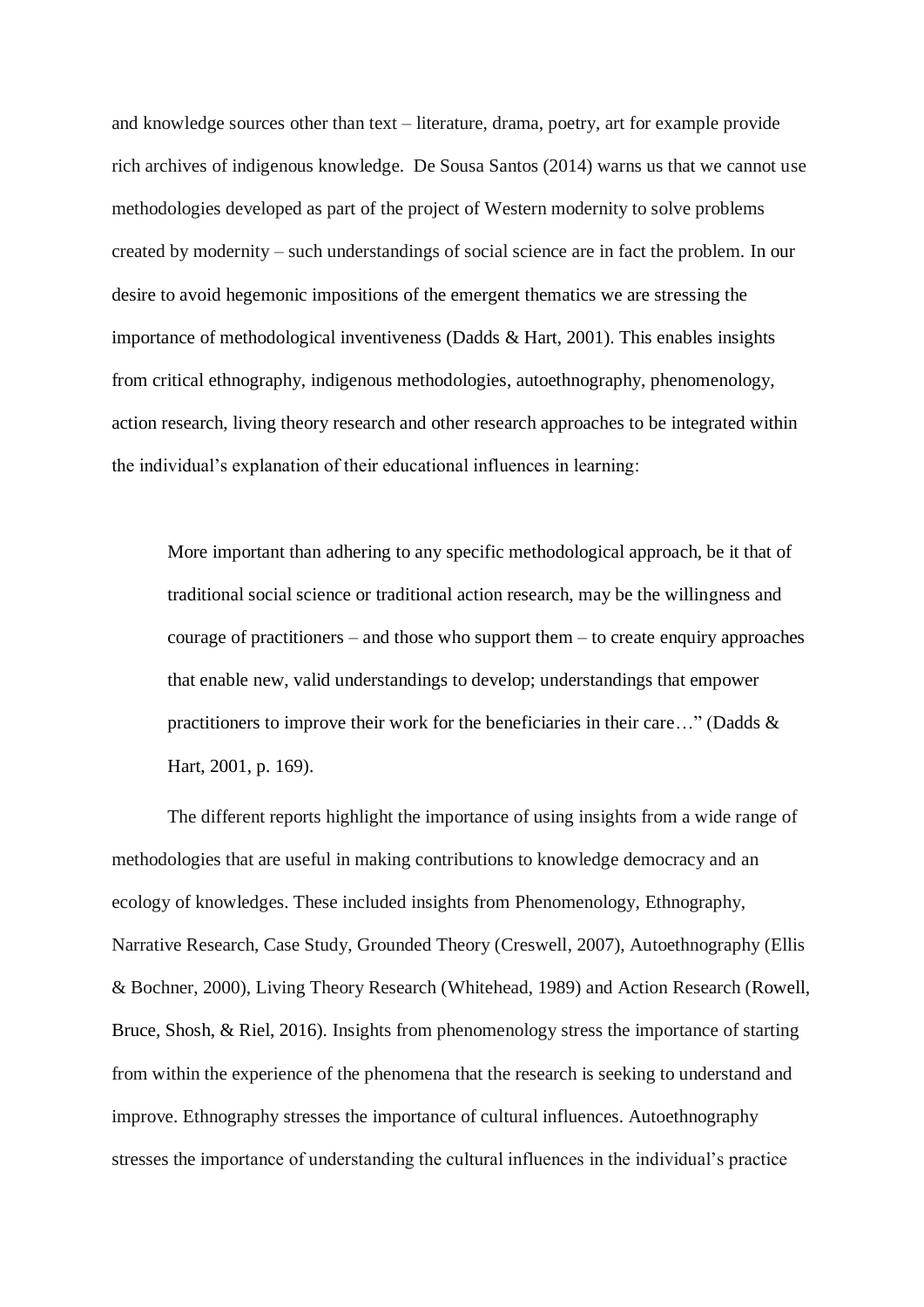and knowledge sources other than text – literature, drama, poetry, art for example provide rich archives of indigenous knowledge. De Sousa Santos (2014) warns us that we cannot use methodologies developed as part of the project of Western modernity to solve problems created by modernity – such understandings of social science are in fact the problem. In our desire to avoid hegemonic impositions of the emergent thematics we are stressing the importance of methodological inventiveness (Dadds & Hart, 2001). This enables insights from critical ethnography, indigenous methodologies, autoethnography, phenomenology, action research, living theory research and other research approaches to be integrated within the individual's explanation of their educational influences in learning:

> More important than adhering to any specific methodological approach, be it that of traditional social science or traditional action research, may be the willingness and courage of practitioners – and those who support them – to create enquiry approaches that enable new, valid understandings to develop; understandings that empower practitioners to improve their work for the beneficiaries in their care…" (Dadds & Hart, 2001, p. 169).

The different reports highlight the importance of using insights from a wide range of methodologies that are useful in making contributions to knowledge democracy and an ecology of knowledges. These included insights from Phenomenology, Ethnography, Narrative Research, Case Study, Grounded Theory (Creswell, 2007), Autoethnography (Ellis & Bochner, 2000), Living Theory Research (Whitehead, 1989) and Action Research (Rowell, Bruce, Shosh, & Riel, 2016). Insights from phenomenology stress the importance of starting from within the experience of the phenomena that the research is seeking to understand and improve. Ethnography stresses the importance of cultural influences. Autoethnography stresses the importance of understanding the cultural influences in the individual's practice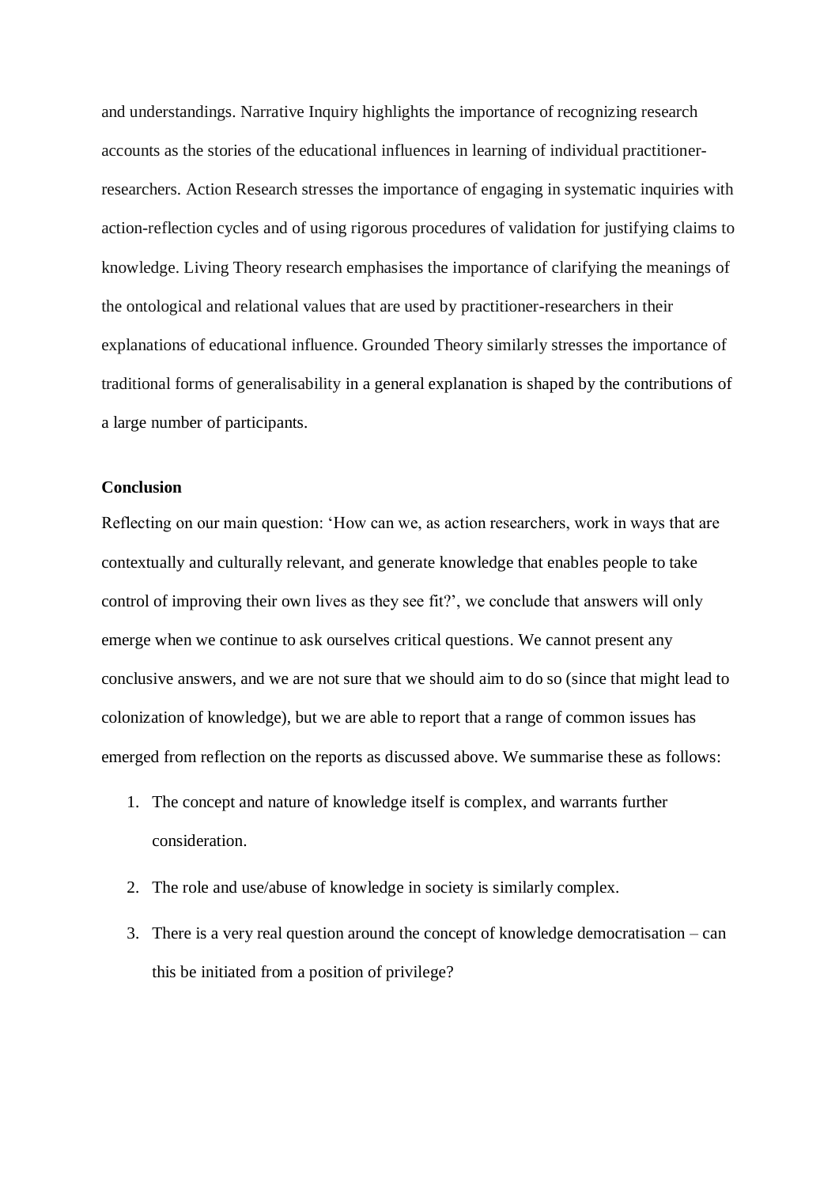and understandings. Narrative Inquiry highlights the importance of recognizing research accounts as the stories of the educational influences in learning of individual practitioner-researchers. Action Research stresses the importance of engaging in systematic inquiries with action-reflection cycles and of using rigorous procedures of validation for justifying claims to knowledge. Living Theory research emphasises the importance of clarifying the meanings of the ontological and relational values that are used by practitioner-researchers in their explanations of educational influence. Grounded Theory similarly stresses the importance of traditional forms of generalisability in a general explanation is shaped by the contributions of a large number of participants.

**Conclusion**

Reflecting on our main question: 'How can we, as action researchers, work in ways that are contextually and culturally relevant, and generate knowledge that enables people to take control of improving their own lives as they see fit?', we conclude that answers will only emerge when we continue to ask ourselves critical questions. We cannot present any conclusive answers, and we are not sure that we should aim to do so (since that might lead to colonization of knowledge), but we are able to report that a range of common issues has emerged from reflection on the reports as discussed above. We summarise these as follows:

1. The concept and nature of knowledge itself is complex, and warrants further consideration.
2. The role and use/abuse of knowledge in society is similarly complex.
3. There is a very real question around the concept of knowledge democratisation – can this be initiated from a position of privilege?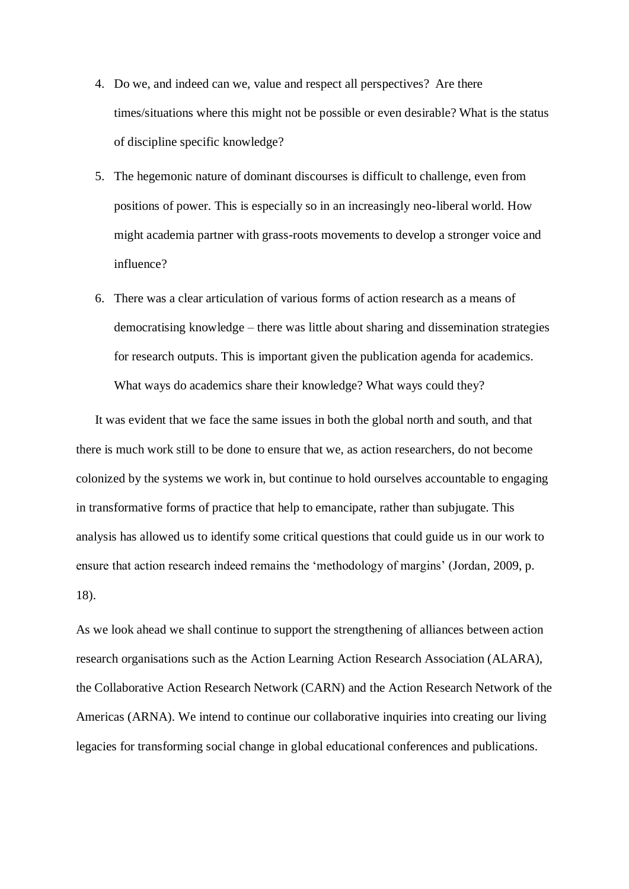4. Do we, and indeed can we, value and respect all perspectives? Are there times/situations where this might not be possible or even desirable? What is the status of discipline specific knowledge?
5. The hegemonic nature of dominant discourses is difficult to challenge, even from positions of power. This is especially so in an increasingly neo-liberal world. How might academia partner with grass-roots movements to develop a stronger voice and influence?
6. There was a clear articulation of various forms of action research as a means of democratising knowledge – there was little about sharing and dissemination strategies for research outputs. This is important given the publication agenda for academics. What ways do academics share their knowledge? What ways could they?

It was evident that we face the same issues in both the global north and south, and that there is much work still to be done to ensure that we, as action researchers, do not become colonized by the systems we work in, but continue to hold ourselves accountable to engaging in transformative forms of practice that help to emancipate, rather than subjugate. This analysis has allowed us to identify some critical questions that could guide us in our work to ensure that action research indeed remains the 'methodology of margins' (Jordan, 2009, p. 18).

As we look ahead we shall continue to support the strengthening of alliances between action research organisations such as the Action Learning Action Research Association (ALARA), the Collaborative Action Research Network (CARN) and the Action Research Network of the Americas (ARNA). We intend to continue our collaborative inquiries into creating our living legacies for transforming social change in global educational conferences and publications.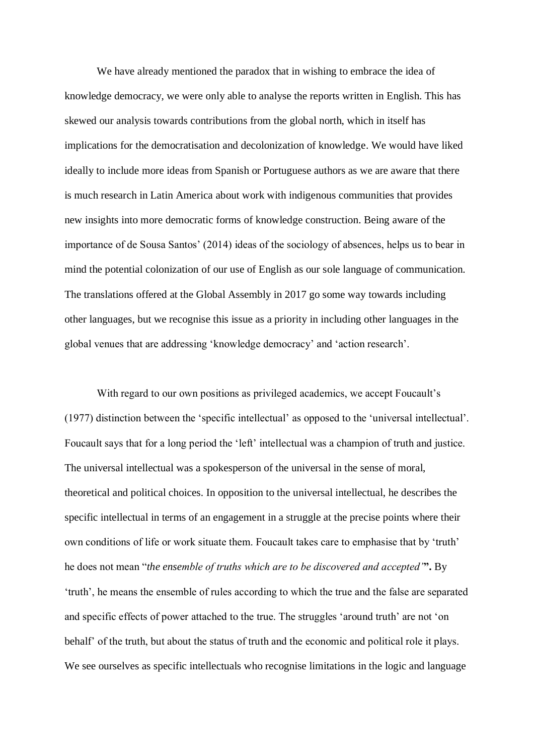We have already mentioned the paradox that in wishing to embrace the idea of knowledge democracy, we were only able to analyse the reports written in English. This has skewed our analysis towards contributions from the global north, which in itself has implications for the democratisation and decolonization of knowledge. We would have liked ideally to include more ideas from Spanish or Portuguese authors as we are aware that there is much research in Latin America about work with indigenous communities that provides new insights into more democratic forms of knowledge construction. Being aware of the importance of de Sousa Santos' (2014) ideas of the sociology of absences, helps us to bear in mind the potential colonization of our use of English as our sole language of communication. The translations offered at the Global Assembly in 2017 go some way towards including other languages, but we recognise this issue as a priority in including other languages in the global venues that are addressing 'knowledge democracy' and 'action research'.

With regard to our own positions as privileged academics, we accept Foucault's (1977) distinction between the 'specific intellectual' as opposed to the 'universal intellectual'. Foucault says that for a long period the 'left' intellectual was a champion of truth and justice. The universal intellectual was a spokesperson of the universal in the sense of moral, theoretical and political choices. In opposition to the universal intellectual, he describes the specific intellectual in terms of an engagement in a struggle at the precise points where their own conditions of life or work situate them. Foucault takes care to emphasise that by 'truth' he does not mean "*the ensemble of truths which are to be discovered and accepted'***".** By 'truth', he means the ensemble of rules according to which the true and the false are separated and specific effects of power attached to the true. The struggles 'around truth' are not 'on behalf' of the truth, but about the status of truth and the economic and political role it plays. We see ourselves as specific intellectuals who recognise limitations in the logic and language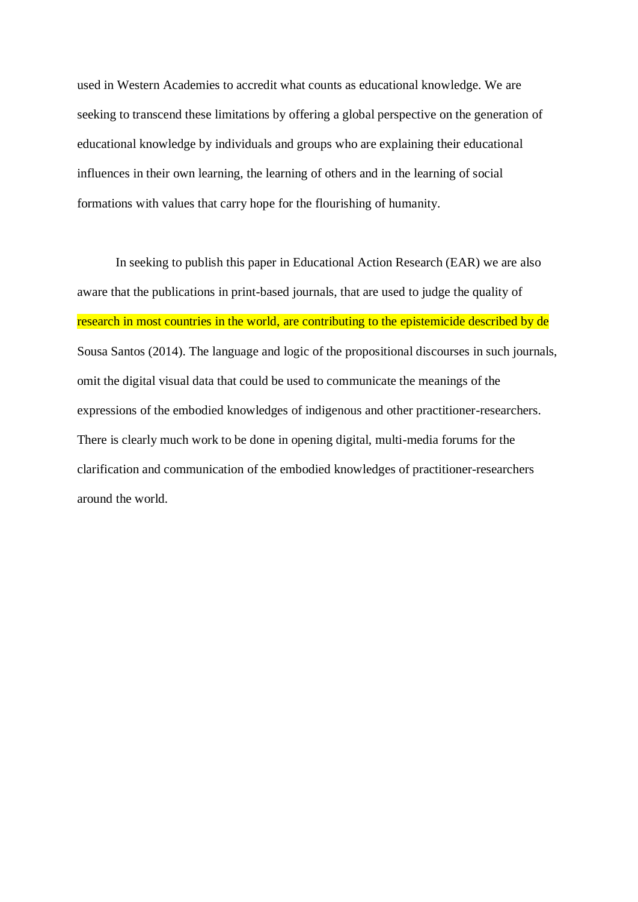used in Western Academies to accredit what counts as educational knowledge. We are seeking to transcend these limitations by offering a global perspective on the generation of educational knowledge by individuals and groups who are explaining their educational influences in their own learning, the learning of others and in the learning of social formations with values that carry hope for the flourishing of humanity.

In seeking to publish this paper in Educational Action Research (EAR) we are also aware that the publications in print-based journals, that are used to judge the quality of research in most countries in the world, are contributing to the epistemicide described by de Sousa Santos (2014). The language and logic of the propositional discourses in such journals, omit the digital visual data that could be used to communicate the meanings of the expressions of the embodied knowledges of indigenous and other practitioner-researchers. There is clearly much work to be done in opening digital, multi-media forums for the clarification and communication of the embodied knowledges of practitioner-researchers around the world.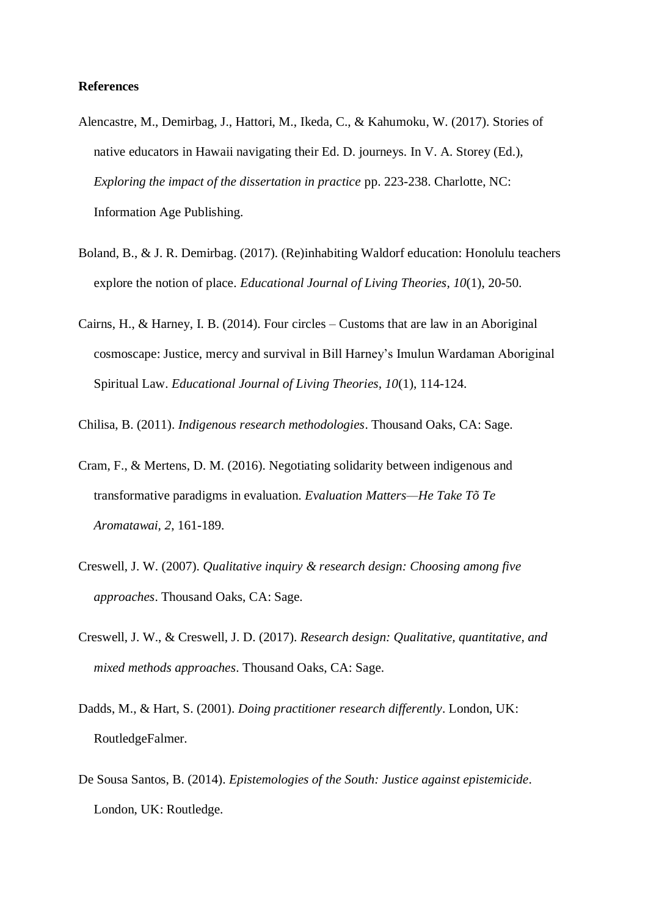**References**

Alencastre, M., Demirbag, J., Hattori, M., Ikeda, C., & Kahumoku, W. (2017). Stories of native educators in Hawaii navigating their Ed. D. journeys. In V. A. Storey (Ed.), *Exploring the impact of the dissertation in practice* pp. 223-238. Charlotte, NC: Information Age Publishing.

Boland, B., & J. R. Demirbag. (2017). (Re)inhabiting Waldorf education: Honolulu teachers explore the notion of place. *Educational Journal of Living Theories, 10*(1), 20-50.

Cairns, H., & Harney, I. B. (2014). Four circles – Customs that are law in an Aboriginal cosmoscape: Justice, mercy and survival in Bill Harney's Imulun Wardaman Aboriginal Spiritual Law. *Educational Journal of Living Theories, 10*(1), 114-124.

Chilisa, B. (2011). *Indigenous research methodologies*. Thousand Oaks, CA: Sage.

Cram, F., & Mertens, D. M. (2016). Negotiating solidarity between indigenous and transformative paradigms in evaluation. *Evaluation Matters—He Take Tõ Te Aromatawai, 2*, 161-189.

Creswell, J. W. (2007). *Qualitative inquiry & research design: Choosing among five approaches*. Thousand Oaks, CA: Sage.

Creswell, J. W., & Creswell, J. D. (2017). *Research design: Qualitative, quantitative, and mixed methods approaches*. Thousand Oaks, CA: Sage.

Dadds, M., & Hart, S. (2001). *Doing practitioner research differently*. London, UK: RoutledgeFalmer.

De Sousa Santos, B. (2014). *Epistemologies of the South: Justice against epistemicide*. London, UK: Routledge.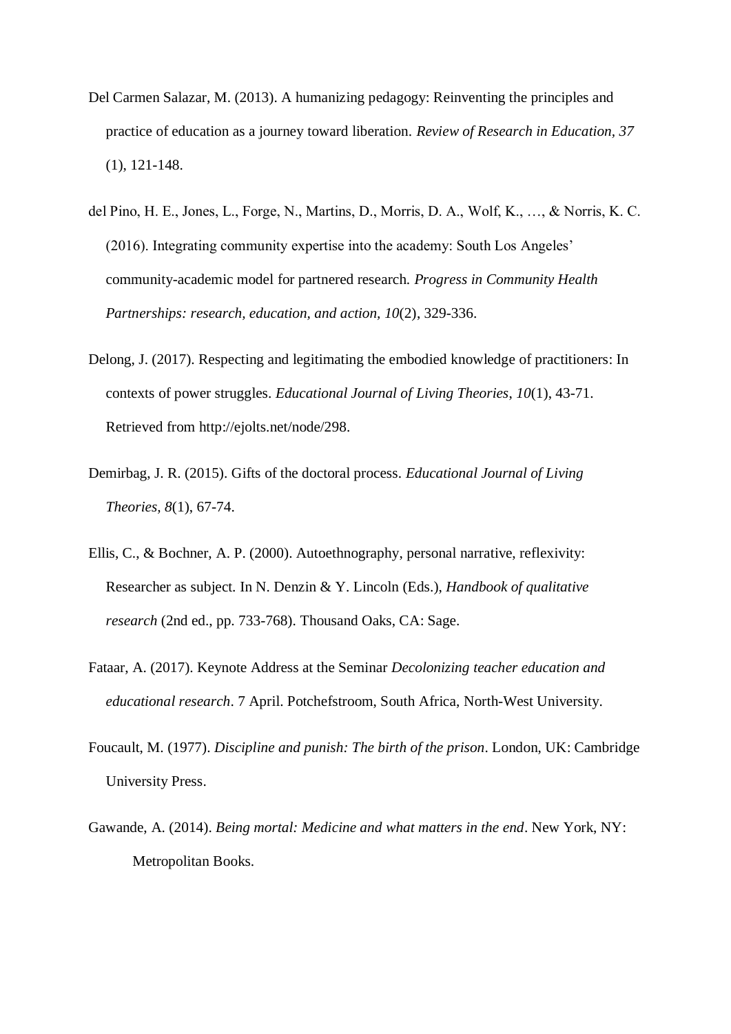Del Carmen Salazar, M. (2013). A humanizing pedagogy: Reinventing the principles and practice of education as a journey toward liberation. *Review of Research in Education, 37* (1), 121-148.

del Pino, H. E., Jones, L., Forge, N., Martins, D., Morris, D. A., Wolf, K., …, & Norris, K. C. (2016). Integrating community expertise into the academy: South Los Angeles' community-academic model for partnered research. *Progress in Community Health Partnerships: research, education, and action, 10*(2), 329-336.

Delong, J. (2017). Respecting and legitimating the embodied knowledge of practitioners: In contexts of power struggles. *Educational Journal of Living Theories, 10*(1), 43-71. Retrieved from http://ejolts.net/node/298.

Demirbag, J. R. (2015). Gifts of the doctoral process. *Educational Journal of Living Theories, 8*(1), 67-74.

Ellis, C., & Bochner, A. P. (2000). Autoethnography, personal narrative, reflexivity: Researcher as subject. In N. Denzin & Y. Lincoln (Eds.), *Handbook of qualitative research* (2nd ed., pp. 733-768). Thousand Oaks, CA: Sage.

Fataar, A. (2017). Keynote Address at the Seminar *Decolonizing teacher education and educational research*. 7 April. Potchefstroom, South Africa, North-West University.

Foucault, M. (1977). *Discipline and punish: The birth of the prison*. London, UK: Cambridge University Press.

Gawande, A. (2014). *Being mortal: Medicine and what matters in the end*. New York, NY: Metropolitan Books.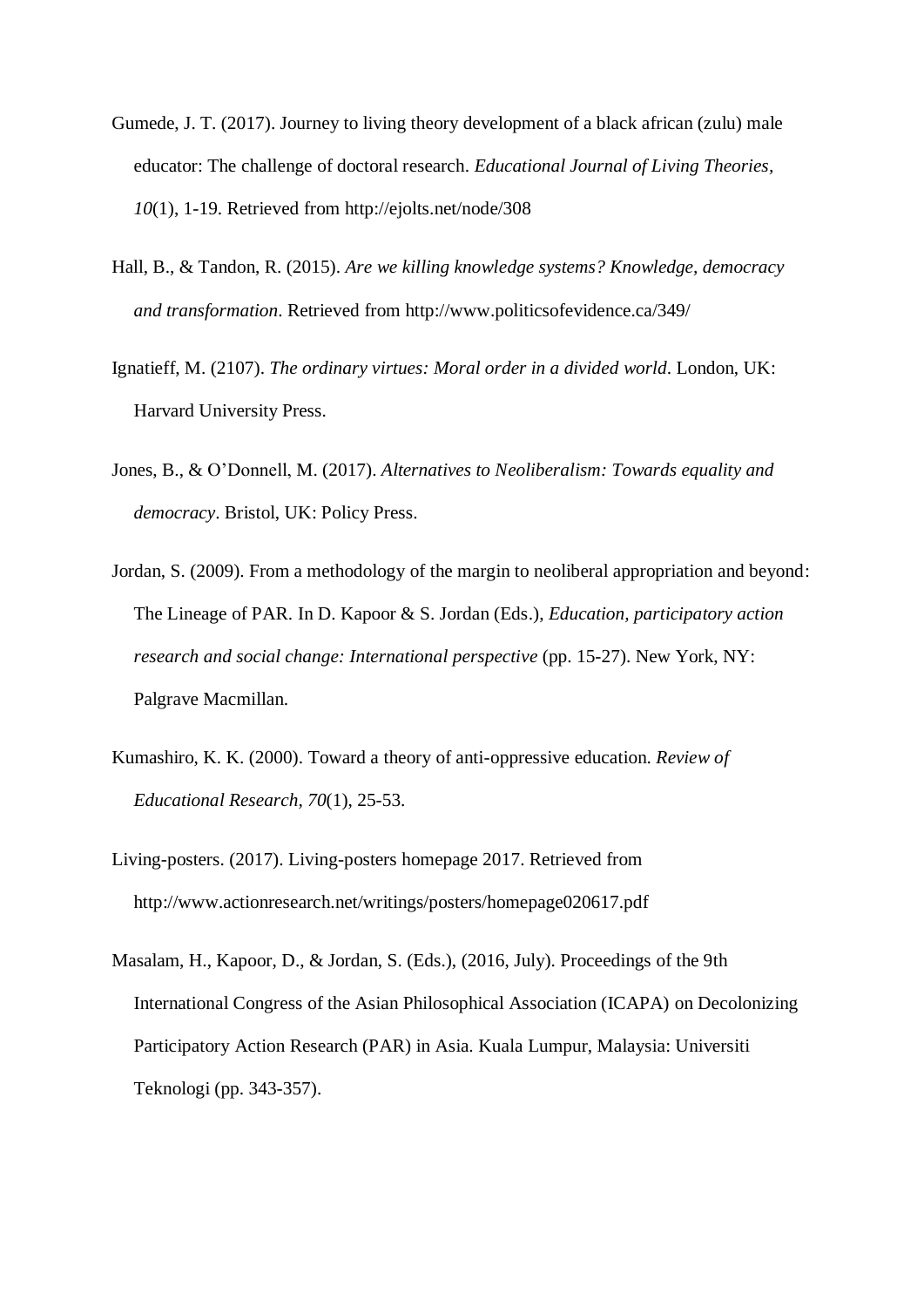Gumede, J. T. (2017). Journey to living theory development of a black african (zulu) male educator: The challenge of doctoral research. *Educational Journal of Living Theories, 10*(1), 1-19. Retrieved from http://ejolts.net/node/308

Hall, B., & Tandon, R. (2015). *Are we killing knowledge systems? Knowledge, democracy and transformation*. Retrieved from http://www.politicsofevidence.ca/349/

Ignatieff, M. (2107). *The ordinary virtues: Moral order in a divided world*. London, UK: Harvard University Press.

Jones, B., & O'Donnell, M. (2017). *Alternatives to Neoliberalism: Towards equality and democracy*. Bristol, UK: Policy Press.

Jordan, S. (2009). From a methodology of the margin to neoliberal appropriation and beyond: The Lineage of PAR. In D. Kapoor & S. Jordan (Eds.), *Education, participatory action research and social change: International perspective* (pp. 15-27). New York, NY: Palgrave Macmillan.

Kumashiro, K. K. (2000). Toward a theory of anti-oppressive education. *Review of Educational Research, 70*(1), 25-53.

Living-posters. (2017). Living-posters homepage 2017. Retrieved from http://www.actionresearch.net/writings/posters/homepage020617.pdf

Masalam, H., Kapoor, D., & Jordan, S. (Eds.), (2016, July). Proceedings of the 9th International Congress of the Asian Philosophical Association (ICAPA) on Decolonizing Participatory Action Research (PAR) in Asia. Kuala Lumpur, Malaysia: Universiti Teknologi (pp. 343-357).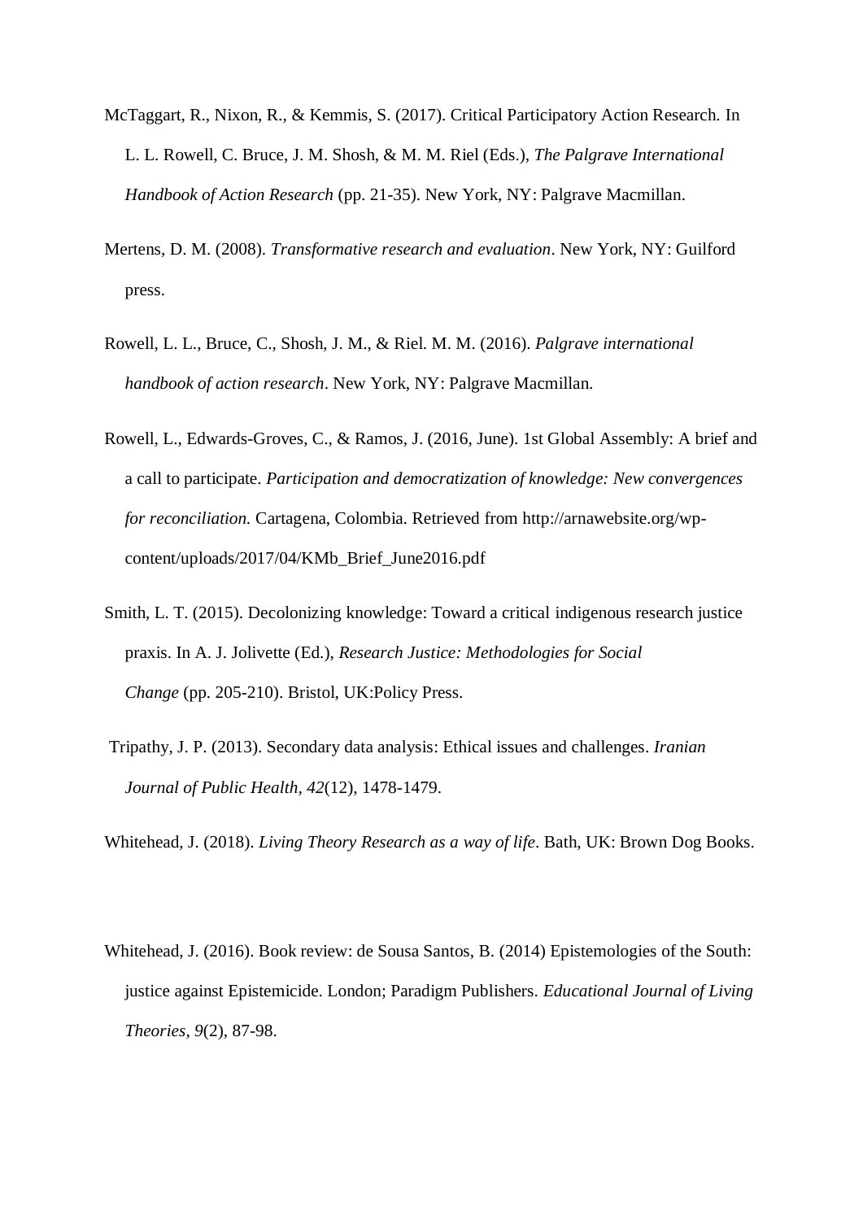McTaggart, R., Nixon, R., & Kemmis, S. (2017). Critical Participatory Action Research. In L. L. Rowell, C. Bruce, J. M. Shosh, & M. M. Riel (Eds.), *The Palgrave International Handbook of Action Research* (pp. 21-35). New York, NY: Palgrave Macmillan.

Mertens, D. M. (2008). *Transformative research and evaluation*. New York, NY: Guilford press.

Rowell, L. L., Bruce, C., Shosh, J. M., & Riel. M. M. (2016). *Palgrave international handbook of action research*. New York, NY: Palgrave Macmillan.

Rowell, L., Edwards-Groves, C., & Ramos, J. (2016, June). 1st Global Assembly: A brief and a call to participate. *Participation and democratization of knowledge: New convergences for reconciliation.* Cartagena, Colombia. Retrieved from http://arnawebsite.org/wp-content/uploads/2017/04/KMb_Brief_June2016.pdf

Smith, L. T. (2015). Decolonizing knowledge: Toward a critical indigenous research justice praxis. In A. J. Jolivette (Ed.), *Research Justice: Methodologies for Social Change* (pp. 205-210). Bristol, UK:Policy Press.

Tripathy, J. P. (2013). Secondary data analysis: Ethical issues and challenges. *Iranian Journal of Public Health*, *42*(12), 1478-1479.

Whitehead, J. (2018). *Living Theory Research as a way of life*. Bath, UK: Brown Dog Books.

Whitehead, J. (2016). Book review: de Sousa Santos, B. (2014) Epistemologies of the South: justice against Epistemicide. London; Paradigm Publishers. *Educational Journal of Living Theories, 9*(2), 87-98.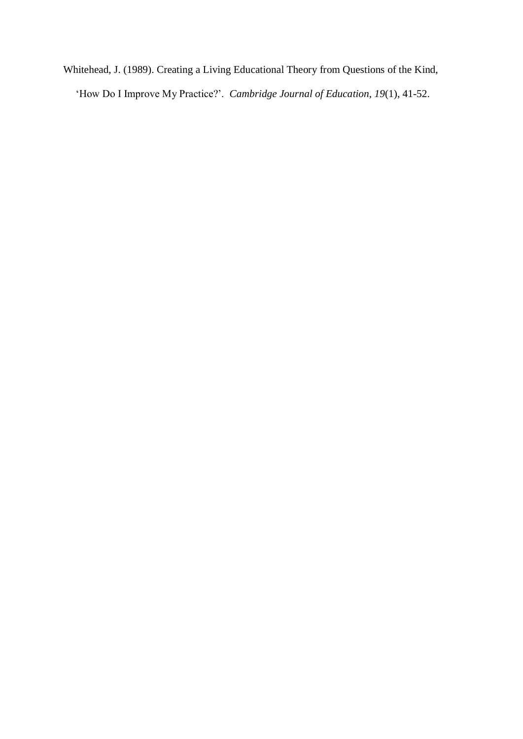Whitehead, J. (1989). Creating a Living Educational Theory from Questions of the Kind, 'How Do I Improve My Practice?'. *Cambridge Journal of Education, 19*(1), 41-52.